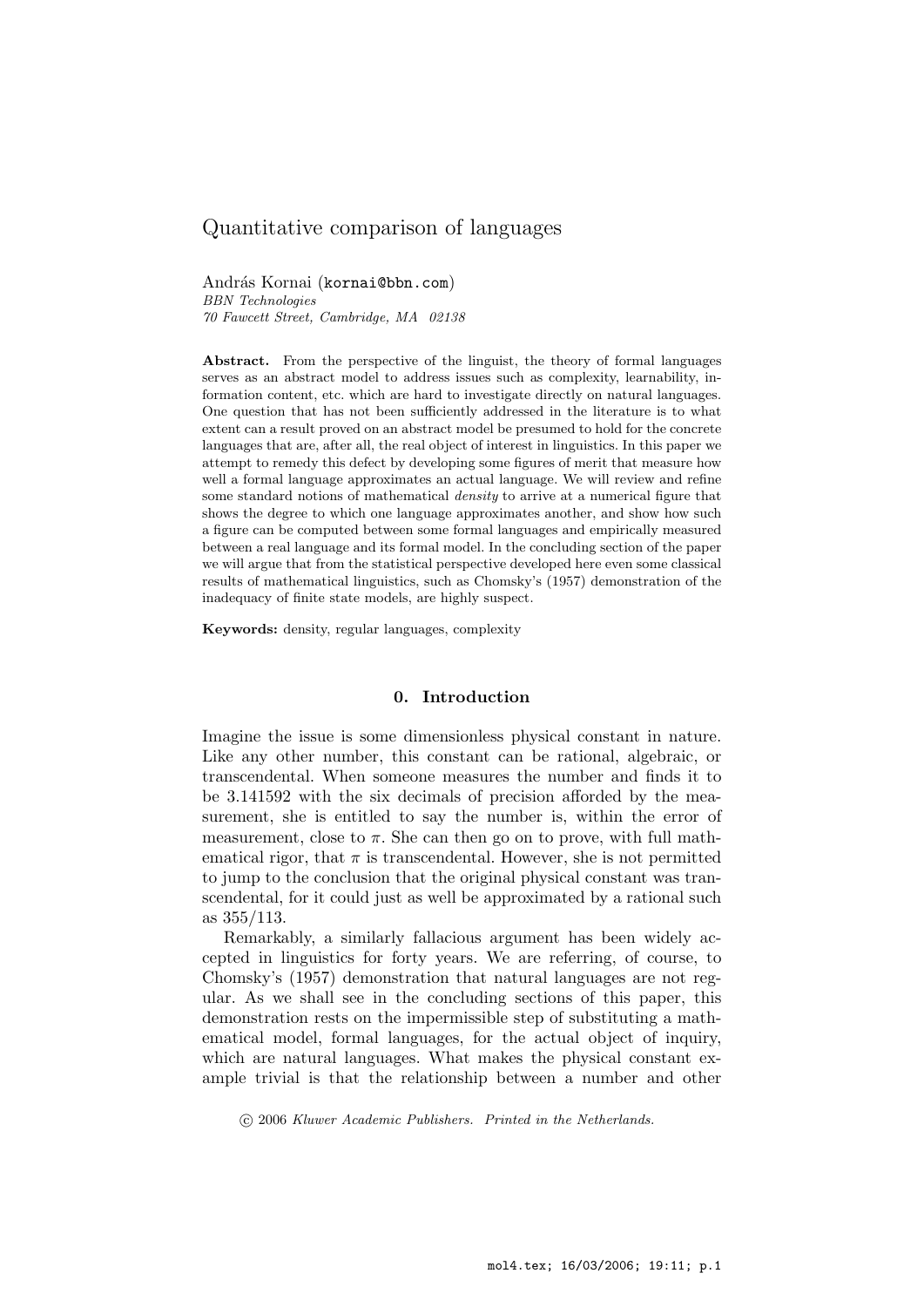# Quantitative comparison of languages

András Kornai (kornai@bbn.com)
*BBN Technologies*
*70 Fawcett Street, Cambridge, MA 02138*

**Abstract.** From the perspective of the linguist, the theory of formal languages serves as an abstract model to address issues such as complexity, learnability, information content, etc. which are hard to investigate directly on natural languages. One question that has not been sufficiently addressed in the literature is to what extent can a result proved on an abstract model be presumed to hold for the concrete languages that are, after all, the real object of interest in linguistics. In this paper we attempt to remedy this defect by developing some figures of merit that measure how well a formal language approximates an actual language. We will review and refine some standard notions of mathematical *density* to arrive at a numerical figure that shows the degree to which one language approximates another, and show how such a figure can be computed between some formal languages and empirically measured between a real language and its formal model. In the concluding section of the paper we will argue that from the statistical perspective developed here even some classical results of mathematical linguistics, such as Chomsky's (1957) demonstration of the inadequacy of finite state models, are highly suspect.

**Keywords:** density, regular languages, complexity

## 0. Introduction

Imagine the issue is some dimensionless physical constant in nature. Like any other number, this constant can be rational, algebraic, or transcendental. When someone measures the number and finds it to be 3.141592 with the six decimals of precision afforded by the measurement, she is entitled to say the number is, within the error of measurement, close to $\pi$. She can then go on to prove, with full mathematical rigor, that $\pi$ is transcendental. However, she is not permitted to jump to the conclusion that the original physical constant was transcendental, for it could just as well be approximated by a rational such as 355/113.

Remarkably, a similarly fallacious argument has been widely accepted in linguistics for forty years. We are referring, of course, to Chomsky's (1957) demonstration that natural languages are not regular. As we shall see in the concluding sections of this paper, this demonstration rests on the impermissible step of substituting a mathematical model, formal languages, for the actual object of inquiry, which are natural languages. What makes the physical constant example trivial is that the relationship between a number and other

© 2006 *Kluwer Academic Publishers. Printed in the Netherlands.*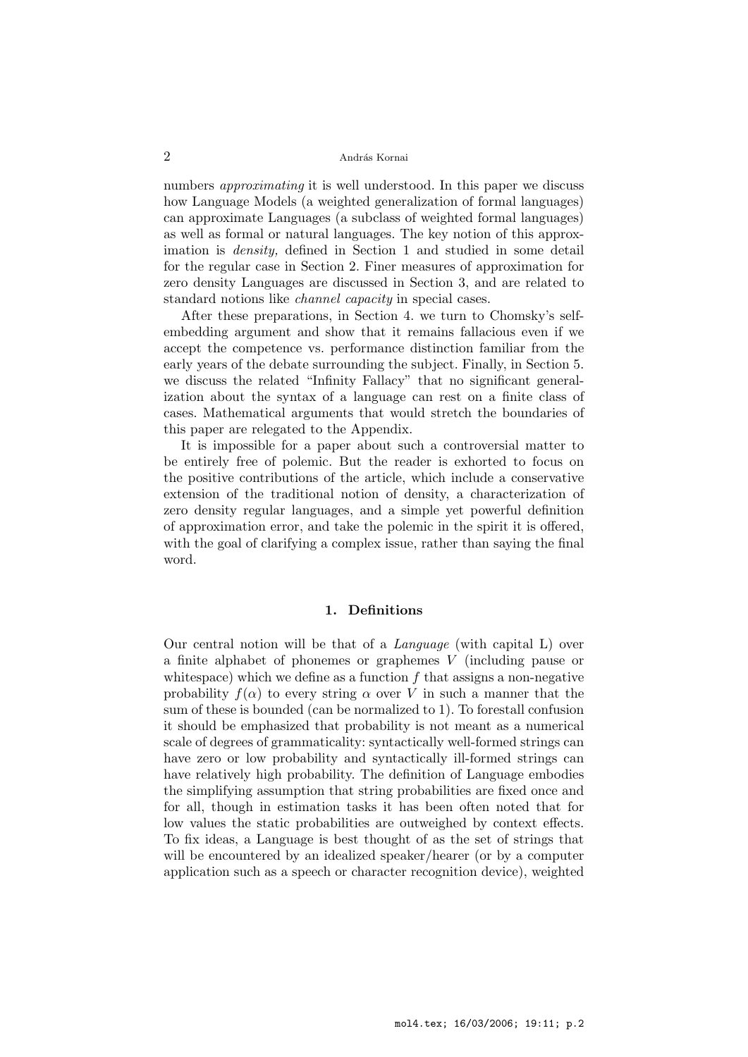numbers *approximating* it is well understood. In this paper we discuss how Language Models (a weighted generalization of formal languages) can approximate Languages (a subclass of weighted formal languages) as well as formal or natural languages. The key notion of this approximation is *density,* defined in Section 1 and studied in some detail for the regular case in Section 2. Finer measures of approximation for zero density Languages are discussed in Section 3, and are related to standard notions like *channel capacity* in special cases.

After these preparations, in Section 4. we turn to Chomsky's self-embedding argument and show that it remains fallacious even if we accept the competence vs. performance distinction familiar from the early years of the debate surrounding the subject. Finally, in Section 5. we discuss the related "Infinity Fallacy" that no significant generalization about the syntax of a language can rest on a finite class of cases. Mathematical arguments that would stretch the boundaries of this paper are relegated to the Appendix.

It is impossible for a paper about such a controversial matter to be entirely free of polemic. But the reader is exhorted to focus on the positive contributions of the article, which include a conservative extension of the traditional notion of density, a characterization of zero density regular languages, and a simple yet powerful definition of approximation error, and take the polemic in the spirit it is offered, with the goal of clarifying a complex issue, rather than saying the final word.

## 1. Definitions

Our central notion will be that of a *Language* (with capital L) over a finite alphabet of phonemes or graphemes $V$ (including pause or whitespace) which we define as a function $f$ that assigns a non-negative probability $f(\alpha)$ to every string $\alpha$ over $V$ in such a manner that the sum of these is bounded (can be normalized to 1). To forestall confusion it should be emphasized that probability is not meant as a numerical scale of degrees of grammaticality: syntactically well-formed strings can have zero or low probability and syntactically ill-formed strings can have relatively high probability. The definition of Language embodies the simplifying assumption that string probabilities are fixed once and for all, though in estimation tasks it has been often noted that for low values the static probabilities are outweighed by context effects. To fix ideas, a Language is best thought of as the set of strings that will be encountered by an idealized speaker/hearer (or by a computer application such as a speech or character recognition device), weighted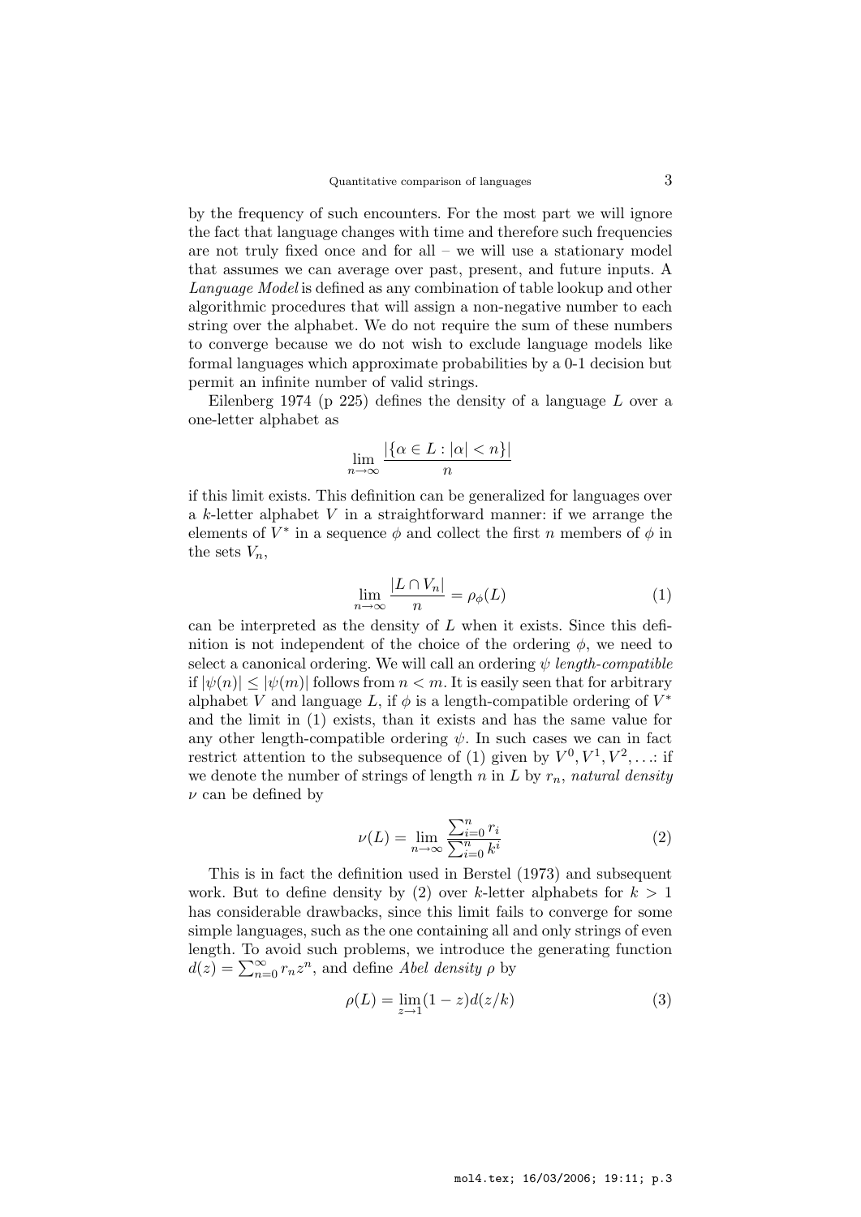by the frequency of such encounters. For the most part we will ignore the fact that language changes with time and therefore such frequencies are not truly fixed once and for all – we will use a stationary model that assumes we can average over past, present, and future inputs. A *Language Model* is defined as any combination of table lookup and other algorithmic procedures that will assign a non-negative number to each string over the alphabet. We do not require the sum of these numbers to converge because we do not wish to exclude language models like formal languages which approximate probabilities by a 0-1 decision but permit an infinite number of valid strings.

Eilenberg 1974 (p 225) defines the density of a language $L$ over a one-letter alphabet as

$$\lim_{n\to\infty} \frac{|\{\alpha \in L : |\alpha| < n\}|}{n}$$

if this limit exists. This definition can be generalized for languages over a $k$-letter alphabet $V$ in a straightforward manner: if we arrange the elements of $V^*$ in a sequence $\phi$ and collect the first $n$ members of $\phi$ in the sets $V_n$,

$$\lim_{n\to\infty} \frac{|L \cap V_n|}{n} = \rho_\phi(L) \tag{1}$$

can be interpreted as the density of $L$ when it exists. Since this definition is not independent of the choice of the ordering $\phi$, we need to select a canonical ordering. We will call an ordering $\psi$ *length-compatible* if $|\psi(n)| \leq |\psi(m)|$ follows from $n < m$. It is easily seen that for arbitrary alphabet $V$ and language $L$, if $\phi$ is a length-compatible ordering of $V^*$ and the limit in (1) exists, than it exists and has the same value for any other length-compatible ordering $\psi$. In such cases we can in fact restrict attention to the subsequence of (1) given by $V^0, V^1, V^2, \ldots$: if we denote the number of strings of length $n$ in $L$ by $r_n$, *natural density* $\nu$ can be defined by

$$\nu(L) = \lim_{n\to\infty} \frac{\sum_{i=0}^{n} r_i}{\sum_{i=0}^{n} k^i} \tag{2}$$

This is in fact the definition used in Berstel (1973) and subsequent work. But to define density by (2) over $k$-letter alphabets for $k > 1$ has considerable drawbacks, since this limit fails to converge for some simple languages, such as the one containing all and only strings of even length. To avoid such problems, we introduce the generating function $d(z) = \sum_{n=0}^{\infty} r_n z^n$, and define *Abel density* $\rho$ by

$$\rho(L) = \lim_{z\to 1} (1 - z) d(z/k) \tag{3}$$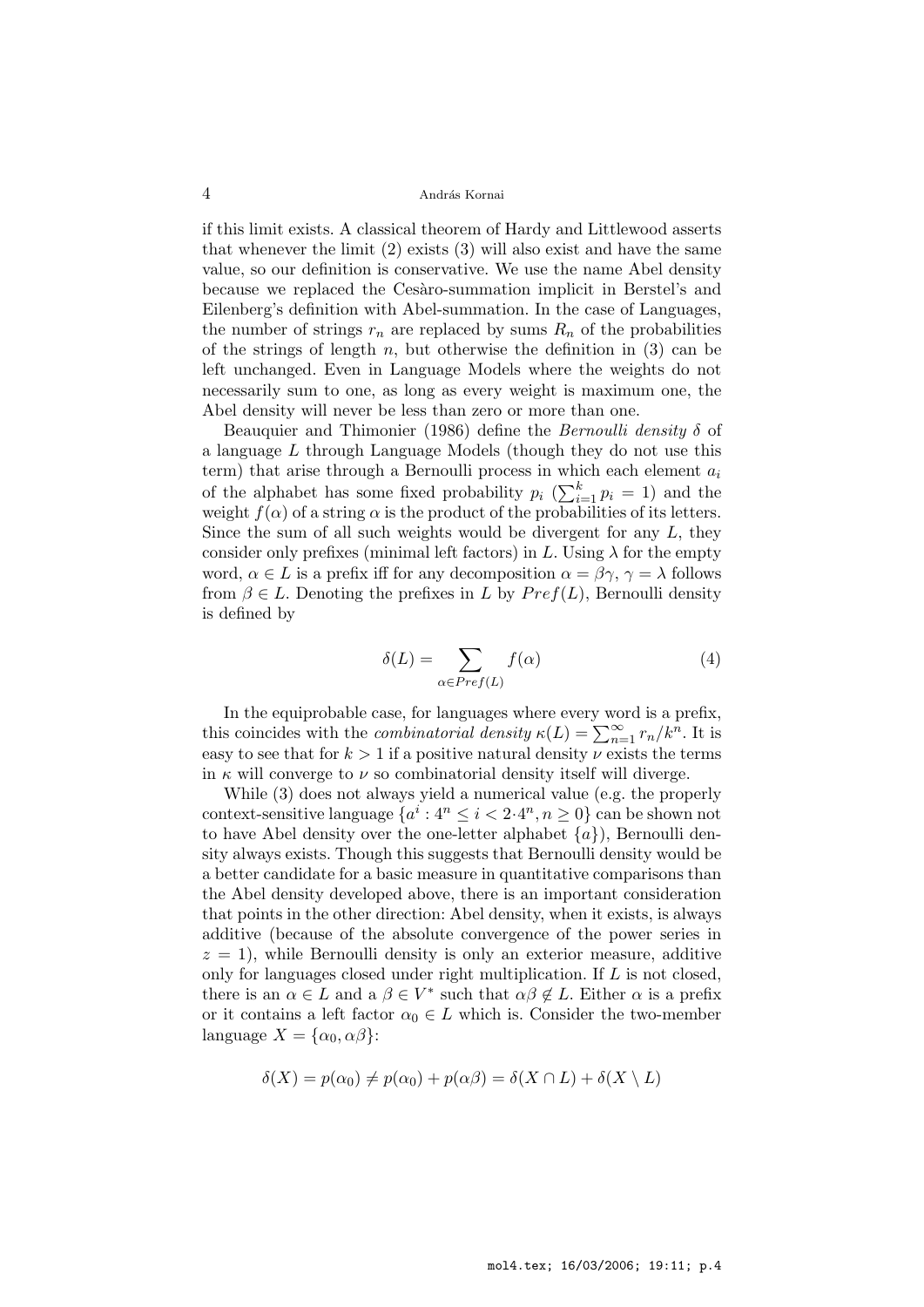if this limit exists. A classical theorem of Hardy and Littlewood asserts that whenever the limit (2) exists (3) will also exist and have the same value, so our definition is conservative. We use the name Abel density because we replaced the Cesàro-summation implicit in Berstel's and Eilenberg's definition with Abel-summation. In the case of Languages, the number of strings $r_n$ are replaced by sums $R_n$ of the probabilities of the strings of length $n$, but otherwise the definition in (3) can be left unchanged. Even in Language Models where the weights do not necessarily sum to one, as long as every weight is maximum one, the Abel density will never be less than zero or more than one.

Beauquier and Thimonier (1986) define the *Bernoulli density* $\delta$ of a language $L$ through Language Models (though they do not use this term) that arise through a Bernoulli process in which each element $a_i$ of the alphabet has some fixed probability $p_i$ ($\sum_{i=1}^{k} p_i = 1$) and the weight $f(\alpha)$ of a string $\alpha$ is the product of the probabilities of its letters. Since the sum of all such weights would be divergent for any $L$, they consider only prefixes (minimal left factors) in $L$. Using $\lambda$ for the empty word, $\alpha \in L$ is a prefix iff for any decomposition $\alpha = \beta\gamma$, $\gamma = \lambda$ follows from $\beta \in L$. Denoting the prefixes in $L$ by $Pref(L)$, Bernoulli density is defined by

$$\delta(L) = \sum_{\alpha \in Pref(L)} f(\alpha) \tag{4}$$

In the equiprobable case, for languages where every word is a prefix, this coincides with the *combinatorial density* $\kappa(L) = \sum_{n=1}^{\infty} r_n/k^n$. It is easy to see that for $k > 1$ if a positive natural density $\nu$ exists the terms in $\kappa$ will converge to $\nu$ so combinatorial density itself will diverge.

While (3) does not always yield a numerical value (e.g. the properly context-sensitive language $\{a^i : 4^n \leq i < 2 \cdot 4^n, n \geq 0\}$ can be shown not to have Abel density over the one-letter alphabet $\{a\}$), Bernoulli density always exists. Though this suggests that Bernoulli density would be a better candidate for a basic measure in quantitative comparisons than the Abel density developed above, there is an important consideration that points in the other direction: Abel density, when it exists, is always additive (because of the absolute convergence of the power series in $z = 1$), while Bernoulli density is only an exterior measure, additive only for languages closed under right multiplication. If $L$ is not closed, there is an $\alpha \in L$ and a $\beta \in V^*$ such that $\alpha\beta \notin L$. Either $\alpha$ is a prefix or it contains a left factor $\alpha_0 \in L$ which is. Consider the two-member language $X = \{\alpha_0, \alpha\beta\}$:

$$\delta(X) = p(\alpha_0) \neq p(\alpha_0) + p(\alpha\beta) = \delta(X \cap L) + \delta(X \setminus L)$$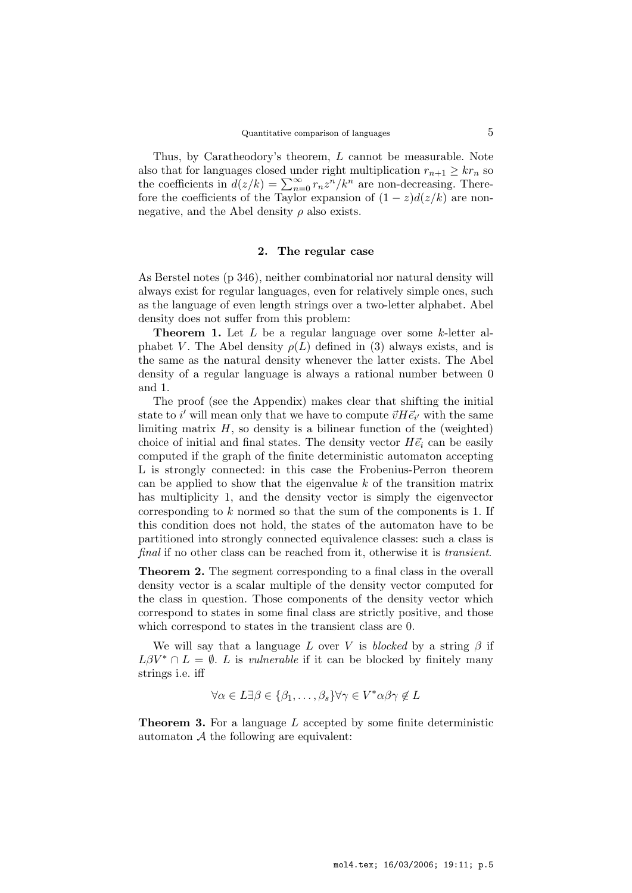Thus, by Caratheodory's theorem, $L$ cannot be measurable. Note also that for languages closed under right multiplication $r_{n+1} \geq kr_n$ so the coefficients in $d(z/k) = \sum_{n=0}^{\infty} r_n z^n/k^n$ are non-decreasing. Therefore the coefficients of the Taylor expansion of $(1-z)d(z/k)$ are non-negative, and the Abel density $\rho$ also exists.

## 2. The regular case

As Berstel notes (p 346), neither combinatorial nor natural density will always exist for regular languages, even for relatively simple ones, such as the language of even length strings over a two-letter alphabet. Abel density does not suffer from this problem:

**Theorem 1.** Let $L$ be a regular language over some $k$-letter alphabet $V$. The Abel density $\rho(L)$ defined in (3) always exists, and is the same as the natural density whenever the latter exists. The Abel density of a regular language is always a rational number between 0 and 1.

The proof (see the Appendix) makes clear that shifting the initial state to $i'$ will mean only that we have to compute $\vec{v}H\vec{e}_{i'}$ with the same limiting matrix $H$, so density is a bilinear function of the (weighted) choice of initial and final states. The density vector $H\vec{e}_i$ can be easily computed if the graph of the finite deterministic automaton accepting L is strongly connected: in this case the Frobenius-Perron theorem can be applied to show that the eigenvalue $k$ of the transition matrix has multiplicity 1, and the density vector is simply the eigenvector corresponding to $k$ normed so that the sum of the components is 1. If this condition does not hold, the states of the automaton have to be partitioned into strongly connected equivalence classes: such a class is *final* if no other class can be reached from it, otherwise it is *transient*.

**Theorem 2.** The segment corresponding to a final class in the overall density vector is a scalar multiple of the density vector computed for the class in question. Those components of the density vector which correspond to states in some final class are strictly positive, and those which correspond to states in the transient class are 0.

We will say that a language $L$ over $V$ is *blocked* by a string $\beta$ if $L\beta V^* \cap L = \emptyset$. $L$ is *vulnerable* if it can be blocked by finitely many strings i.e. iff

$$\forall \alpha \in L \exists \beta \in \{\beta_1, \ldots, \beta_s\} \forall \gamma \in V^* \alpha\beta\gamma \notin L$$

**Theorem 3.** For a language $L$ accepted by some finite deterministic automaton $\mathcal{A}$ the following are equivalent: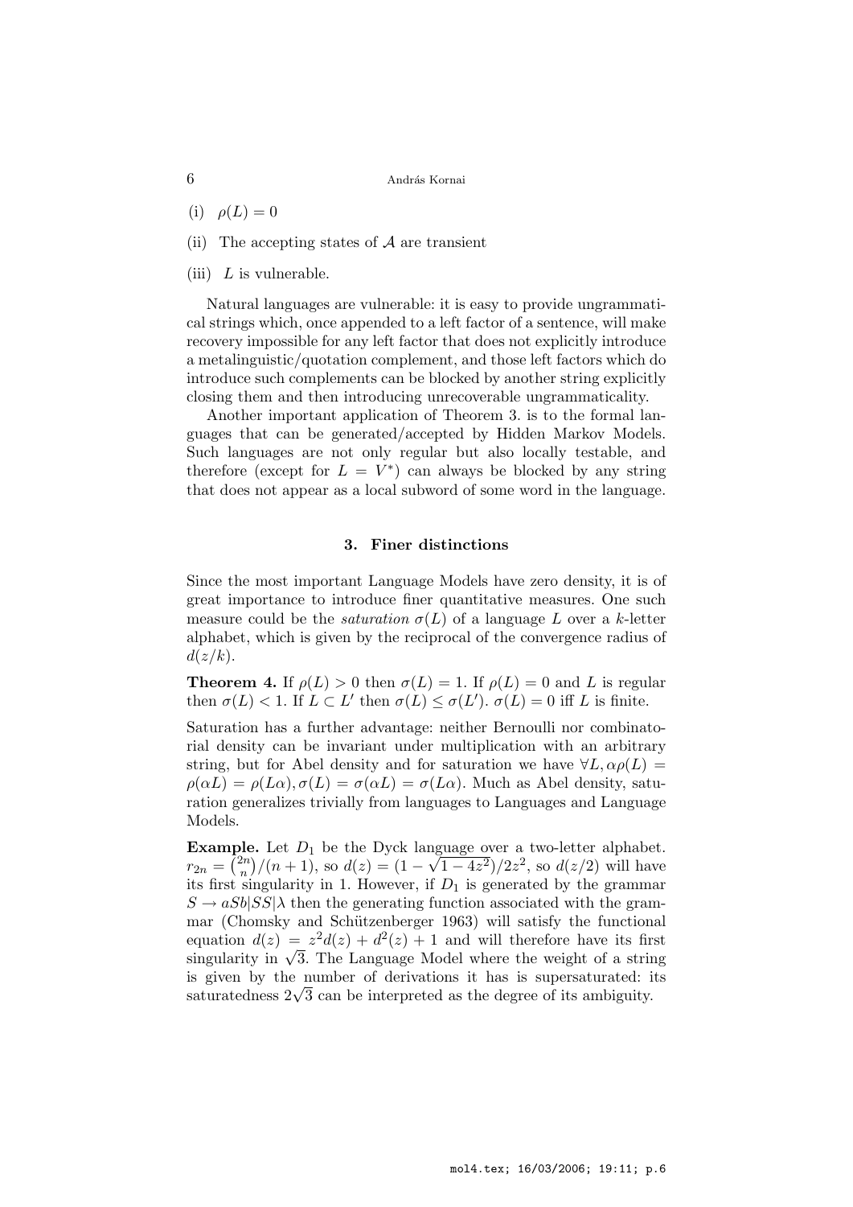(i) $\rho(L) = 0$

(ii) The accepting states of $\mathcal{A}$ are transient

(iii) $L$ is vulnerable.

Natural languages are vulnerable: it is easy to provide ungrammatical strings which, once appended to a left factor of a sentence, will make recovery impossible for any left factor that does not explicitly introduce a metalinguistic/quotation complement, and those left factors which do introduce such complements can be blocked by another string explicitly closing them and then introducing unrecoverable ungrammaticality.

Another important application of Theorem 3. is to the formal languages that can be generated/accepted by Hidden Markov Models. Such languages are not only regular but also locally testable, and therefore (except for $L = V^*$) can always be blocked by any string that does not appear as a local subword of some word in the language.

## 3. Finer distinctions

Since the most important Language Models have zero density, it is of great importance to introduce finer quantitative measures. One such measure could be the *saturation* $\sigma(L)$ of a language $L$ over a $k$-letter alphabet, which is given by the reciprocal of the convergence radius of $d(z/k)$.

**Theorem 4.** If $\rho(L) > 0$ then $\sigma(L) = 1$. If $\rho(L) = 0$ and $L$ is regular then $\sigma(L) < 1$. If $L \subset L'$ then $\sigma(L) \leq \sigma(L')$. $\sigma(L) = 0$ iff $L$ is finite.

Saturation has a further advantage: neither Bernoulli nor combinatorial density can be invariant under multiplication with an arbitrary string, but for Abel density and for saturation we have $\forall L, \alpha \rho(L) = \rho(\alpha L) = \rho(L\alpha), \sigma(L) = \sigma(\alpha L) = \sigma(L\alpha)$. Much as Abel density, saturation generalizes trivially from languages to Languages and Language Models.

**Example.** Let $D_1$ be the Dyck language over a two-letter alphabet. $r_{2n} = \binom{2n}{n}/(n+1)$, so $d(z) = (1 - \sqrt{1-4z^2})/2z^2$, so $d(z/2)$ will have its first singularity in 1. However, if $D_1$ is generated by the grammar $S \rightarrow aSb|SS|\lambda$ then the generating function associated with the grammar (Chomsky and Schützenberger 1963) will satisfy the functional equation $d(z) = z^2 d(z) + d^2(z) + 1$ and will therefore have its first singularity in $\sqrt{3}$. The Language Model where the weight of a string is given by the number of derivations it has is supersaturated: its saturatedness $2\sqrt{3}$ can be interpreted as the degree of its ambiguity.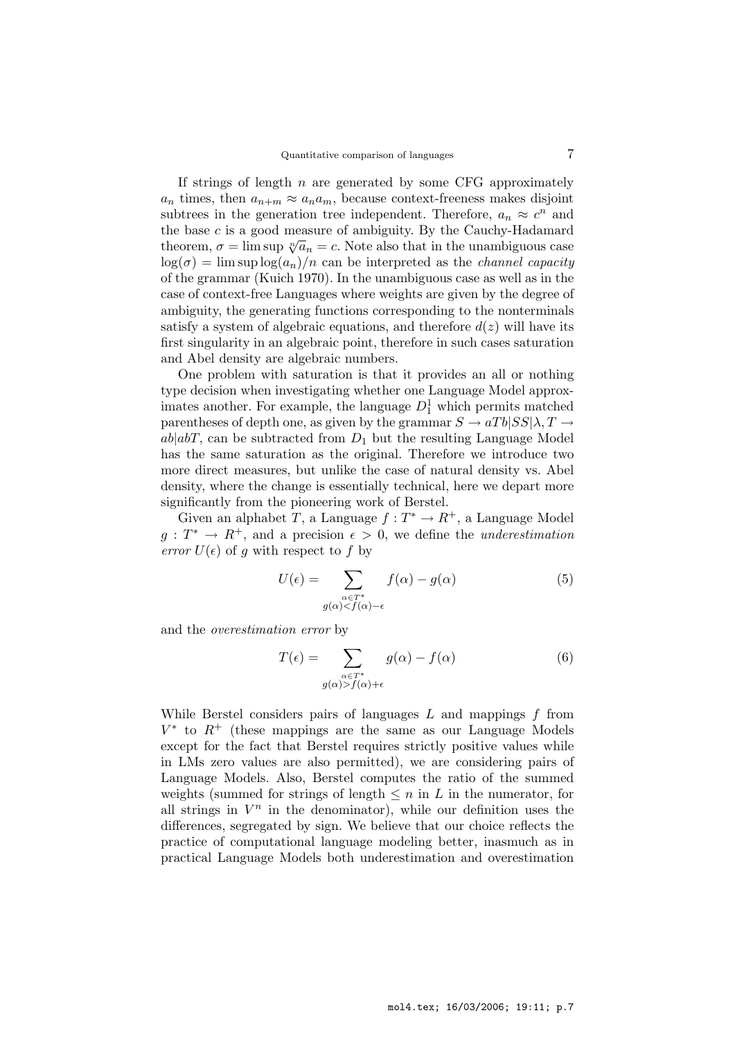If strings of length $n$ are generated by some CFG approximately $a_n$ times, then $a_{n+m} \approx a_n a_m$, because context-freeness makes disjoint subtrees in the generation tree independent. Therefore, $a_n \approx c^n$ and the base $c$ is a good measure of ambiguity. By the Cauchy-Hadamard theorem, $\sigma = \limsup \sqrt[n]{a_n} = c$. Note also that in the unambiguous case $\log(\sigma) = \limsup \log(a_n)/n$ can be interpreted as the *channel capacity* of the grammar (Kuich 1970). In the unambiguous case as well as in the case of context-free Languages where weights are given by the degree of ambiguity, the generating functions corresponding to the nonterminals satisfy a system of algebraic equations, and therefore $d(z)$ will have its first singularity in an algebraic point, therefore in such cases saturation and Abel density are algebraic numbers.

One problem with saturation is that it provides an all or nothing type decision when investigating whether one Language Model approximates another. For example, the language $D_1^1$ which permits matched parentheses of depth one, as given by the grammar $S \rightarrow aTb|SS|\lambda, T \rightarrow ab|abT$, can be subtracted from $D_1$ but the resulting Language Model has the same saturation as the original. Therefore we introduce two more direct measures, but unlike the case of natural density vs. Abel density, where the change is essentially technical, here we depart more significantly from the pioneering work of Berstel.

Given an alphabet $T$, a Language $f : T^* \rightarrow R^+$, a Language Model $g : T^* \rightarrow R^+$, and a precision $\epsilon > 0$, we define the *underestimation error* $U(\epsilon)$ of $g$ with respect to $f$ by

$$U(\epsilon) = \sum_{\substack{\alpha \in T^* \\ g(\alpha) < f(\alpha) - \epsilon}} f(\alpha) - g(\alpha) \tag{5}$$

and the *overestimation error* by

$$T(\epsilon) = \sum_{\substack{\alpha \in T^* \\ g(\alpha) > f(\alpha) + \epsilon}} g(\alpha) - f(\alpha) \tag{6}$$

While Berstel considers pairs of languages $L$ and mappings $f$ from $V^*$ to $R^+$ (these mappings are the same as our Language Models except for the fact that Berstel requires strictly positive values while in LMs zero values are also permitted), we are considering pairs of Language Models. Also, Berstel computes the ratio of the summed weights (summed for strings of length $\leq n$ in $L$ in the numerator, for all strings in $V^n$ in the denominator), while our definition uses the differences, segregated by sign. We believe that our choice reflects the practice of computational language modeling better, inasmuch as in practical Language Models both underestimation and overestimation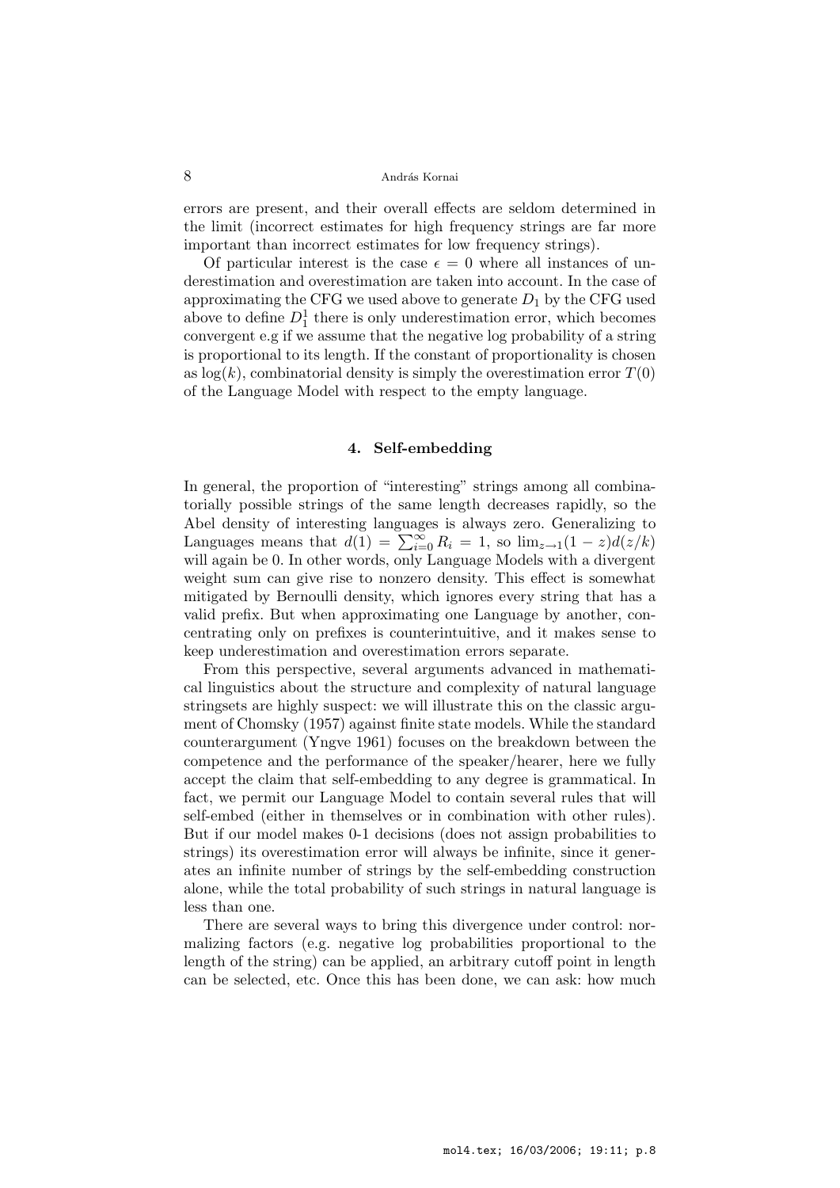errors are present, and their overall effects are seldom determined in the limit (incorrect estimates for high frequency strings are far more important than incorrect estimates for low frequency strings).

Of particular interest is the case $\epsilon = 0$ where all instances of underestimation and overestimation are taken into account. In the case of approximating the CFG we used above to generate $D_1$ by the CFG used above to define $D_1^1$ there is only underestimation error, which becomes convergent e.g if we assume that the negative log probability of a string is proportional to its length. If the constant of proportionality is chosen as $\log(k)$, combinatorial density is simply the overestimation error $T(0)$ of the Language Model with respect to the empty language.

## 4. Self-embedding

In general, the proportion of "interesting" strings among all combinatorially possible strings of the same length decreases rapidly, so the Abel density of interesting languages is always zero. Generalizing to Languages means that $d(1) = \sum_{i=0}^{\infty} R_i = 1$, so $\lim_{z \to 1}(1-z)d(z/k)$ will again be 0. In other words, only Language Models with a divergent weight sum can give rise to nonzero density. This effect is somewhat mitigated by Bernoulli density, which ignores every string that has a valid prefix. But when approximating one Language by another, concentrating only on prefixes is counterintuitive, and it makes sense to keep underestimation and overestimation errors separate.

From this perspective, several arguments advanced in mathematical linguistics about the structure and complexity of natural language stringsets are highly suspect: we will illustrate this on the classic argument of Chomsky (1957) against finite state models. While the standard counterargument (Yngve 1961) focuses on the breakdown between the competence and the performance of the speaker/hearer, here we fully accept the claim that self-embedding to any degree is grammatical. In fact, we permit our Language Model to contain several rules that will self-embed (either in themselves or in combination with other rules). But if our model makes 0-1 decisions (does not assign probabilities to strings) its overestimation error will always be infinite, since it generates an infinite number of strings by the self-embedding construction alone, while the total probability of such strings in natural language is less than one.

There are several ways to bring this divergence under control: normalizing factors (e.g. negative log probabilities proportional to the length of the string) can be applied, an arbitrary cutoff point in length can be selected, etc. Once this has been done, we can ask: how much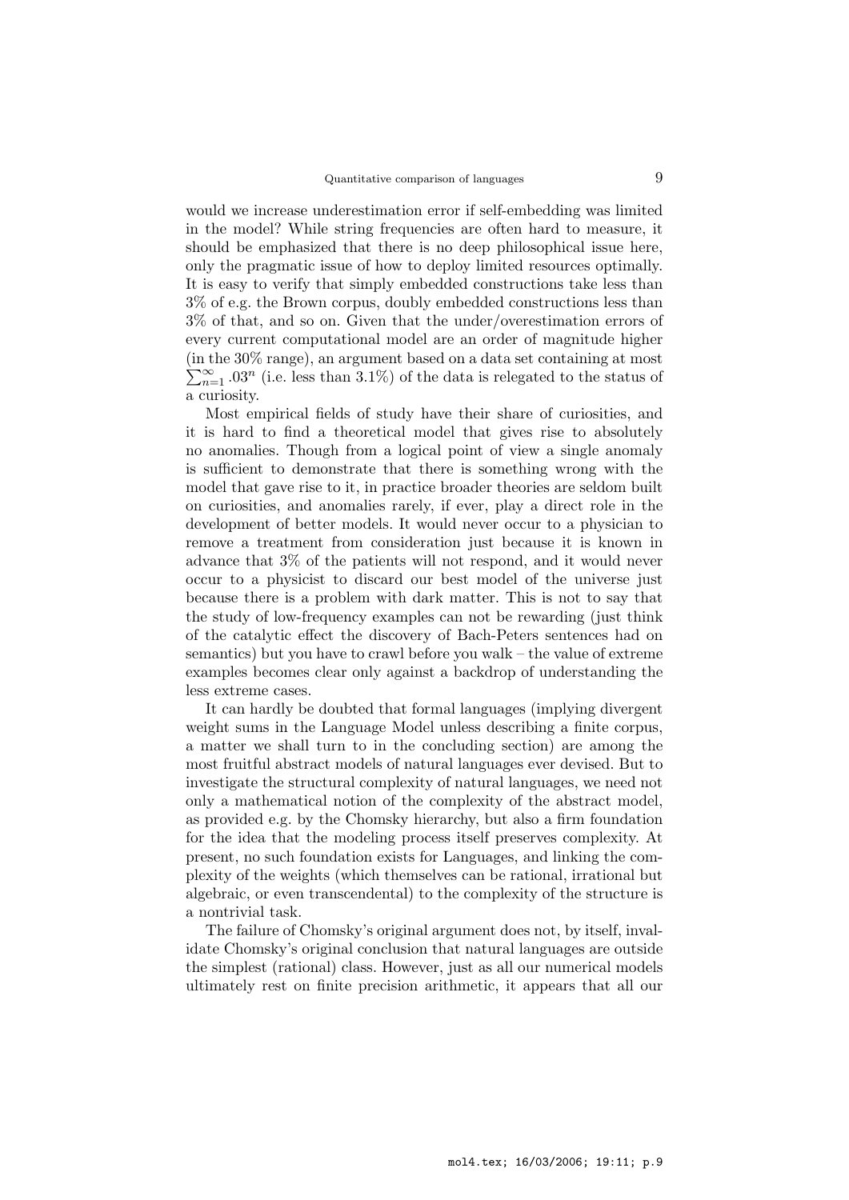would we increase underestimation error if self-embedding was limited in the model? While string frequencies are often hard to measure, it should be emphasized that there is no deep philosophical issue here, only the pragmatic issue of how to deploy limited resources optimally. It is easy to verify that simply embedded constructions take less than 3% of e.g. the Brown corpus, doubly embedded constructions less than 3% of that, and so on. Given that the under/overestimation errors of every current computational model are an order of magnitude higher (in the 30% range), an argument based on a data set containing at most $\sum_{n=1}^{\infty} .03^n$ (i.e. less than 3.1%) of the data is relegated to the status of a curiosity.

Most empirical fields of study have their share of curiosities, and it is hard to find a theoretical model that gives rise to absolutely no anomalies. Though from a logical point of view a single anomaly is sufficient to demonstrate that there is something wrong with the model that gave rise to it, in practice broader theories are seldom built on curiosities, and anomalies rarely, if ever, play a direct role in the development of better models. It would never occur to a physician to remove a treatment from consideration just because it is known in advance that 3% of the patients will not respond, and it would never occur to a physicist to discard our best model of the universe just because there is a problem with dark matter. This is not to say that the study of low-frequency examples can not be rewarding (just think of the catalytic effect the discovery of Bach-Peters sentences had on semantics) but you have to crawl before you walk – the value of extreme examples becomes clear only against a backdrop of understanding the less extreme cases.

It can hardly be doubted that formal languages (implying divergent weight sums in the Language Model unless describing a finite corpus, a matter we shall turn to in the concluding section) are among the most fruitful abstract models of natural languages ever devised. But to investigate the structural complexity of natural languages, we need not only a mathematical notion of the complexity of the abstract model, as provided e.g. by the Chomsky hierarchy, but also a firm foundation for the idea that the modeling process itself preserves complexity. At present, no such foundation exists for Languages, and linking the complexity of the weights (which themselves can be rational, irrational but algebraic, or even transcendental) to the complexity of the structure is a nontrivial task.

The failure of Chomsky's original argument does not, by itself, invalidate Chomsky's original conclusion that natural languages are outside the simplest (rational) class. However, just as all our numerical models ultimately rest on finite precision arithmetic, it appears that all our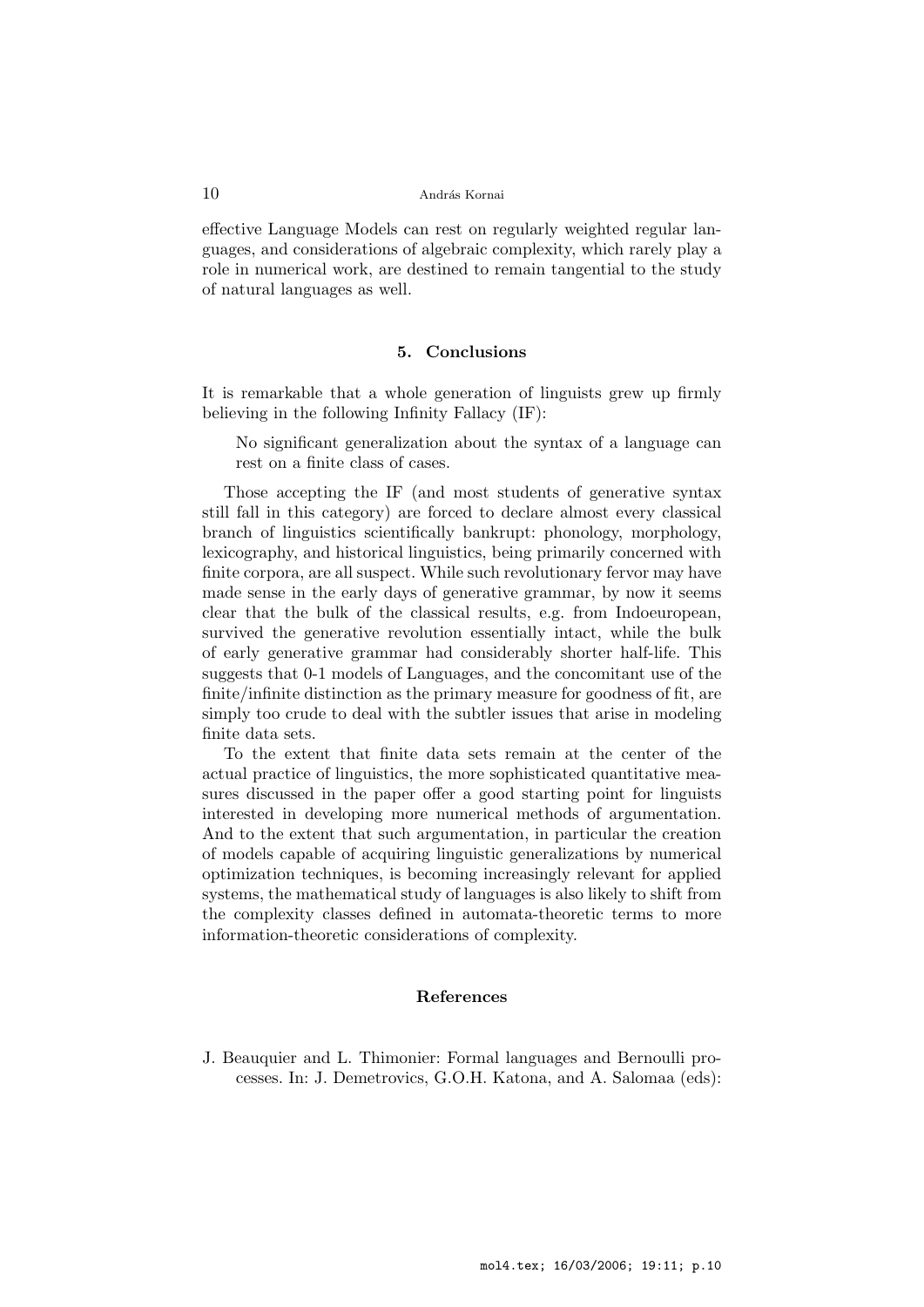effective Language Models can rest on regularly weighted regular languages, and considerations of algebraic complexity, which rarely play a role in numerical work, are destined to remain tangential to the study of natural languages as well.

## 5. Conclusions

It is remarkable that a whole generation of linguists grew up firmly believing in the following Infinity Fallacy (IF):

> No significant generalization about the syntax of a language can rest on a finite class of cases.

Those accepting the IF (and most students of generative syntax still fall in this category) are forced to declare almost every classical branch of linguistics scientifically bankrupt: phonology, morphology, lexicography, and historical linguistics, being primarily concerned with finite corpora, are all suspect. While such revolutionary fervor may have made sense in the early days of generative grammar, by now it seems clear that the bulk of the classical results, e.g. from Indoeuropean, survived the generative revolution essentially intact, while the bulk of early generative grammar had considerably shorter half-life. This suggests that 0-1 models of Languages, and the concomitant use of the finite/infinite distinction as the primary measure for goodness of fit, are simply too crude to deal with the subtler issues that arise in modeling finite data sets.

To the extent that finite data sets remain at the center of the actual practice of linguistics, the more sophisticated quantitative measures discussed in the paper offer a good starting point for linguists interested in developing more numerical methods of argumentation. And to the extent that such argumentation, in particular the creation of models capable of acquiring linguistic generalizations by numerical optimization techniques, is becoming increasingly relevant for applied systems, the mathematical study of languages is also likely to shift from the complexity classes defined in automata-theoretic terms to more information-theoretic considerations of complexity.

## References

J. Beauquier and L. Thimonier: Formal languages and Bernoulli processes. In: J. Demetrovics, G.O.H. Katona, and A. Salomaa (eds):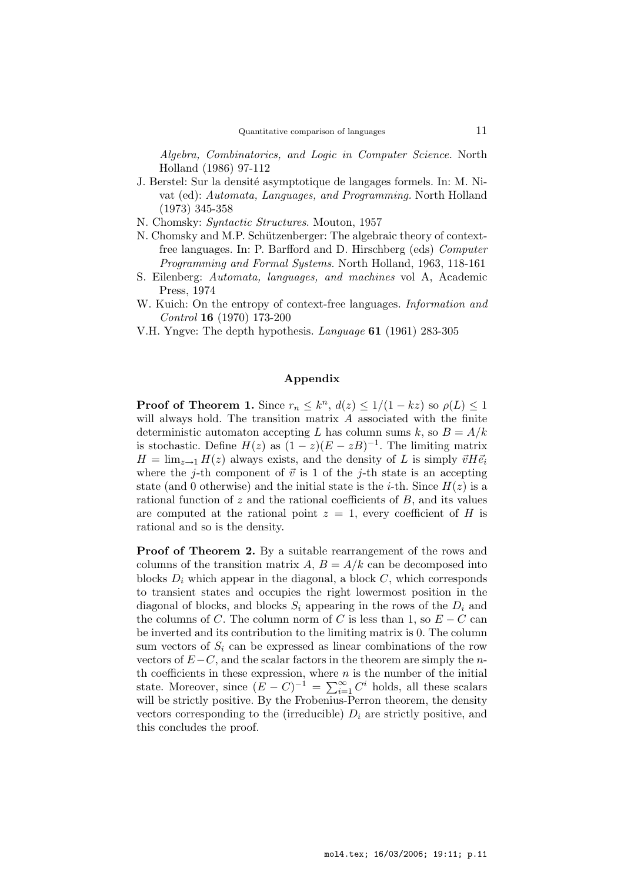*Algebra, Combinatorics, and Logic in Computer Science*. North Holland (1986) 97-112

J. Berstel: Sur la densité asymptotique de langages formels. In: M. Nivat (ed): *Automata, Languages, and Programming*. North Holland (1973) 345-358

N. Chomsky: *Syntactic Structures*. Mouton, 1957

N. Chomsky and M.P. Schützenberger: The algebraic theory of context-free languages. In: P. Barfford and D. Hirschberg (eds) *Computer Programming and Formal Systems*. North Holland, 1963, 118-161

S. Eilenberg: *Automata, languages, and machines* vol A, Academic Press, 1974

W. Kuich: On the entropy of context-free languages. *Information and Control* **16** (1970) 173-200

V.H. Yngve: The depth hypothesis. *Language* **61** (1961) 283-305

## Appendix

**Proof of Theorem 1.** Since $r_n \leq k^n$, $d(z) \leq 1/(1-kz)$ so $\rho(L) \leq 1$ will always hold. The transition matrix $A$ associated with the finite deterministic automaton accepting $L$ has column sums $k$, so $B = A/k$ is stochastic. Define $H(z)$ as $(1-z)(E-zB)^{-1}$. The limiting matrix $H = \lim_{z \to 1} H(z)$ always exists, and the density of $L$ is simply $\vec{v}H\vec{e}_i$ where the $j$-th component of $\vec{v}$ is 1 of the $j$-th state is an accepting state (and 0 otherwise) and the initial state is the $i$-th. Since $H(z)$ is a rational function of $z$ and the rational coefficients of $B$, and its values are computed at the rational point $z = 1$, every coefficient of $H$ is rational and so is the density.

**Proof of Theorem 2.** By a suitable rearrangement of the rows and columns of the transition matrix $A$, $B = A/k$ can be decomposed into blocks $D_i$ which appear in the diagonal, a block $C$, which corresponds to transient states and occupies the right lowermost position in the diagonal of blocks, and blocks $S_i$ appearing in the rows of the $D_i$ and the columns of $C$. The column norm of $C$ is less than 1, so $E - C$ can be inverted and its contribution to the limiting matrix is 0. The column sum vectors of $S_i$ can be expressed as linear combinations of the row vectors of $E - C$, and the scalar factors in the theorem are simply the $n$-th coefficients in these expression, where $n$ is the number of the initial state. Moreover, since $(E-C)^{-1} = \sum_{i=1}^{\infty} C^i$ holds, all these scalars will be strictly positive. By the Frobenius-Perron theorem, the density vectors corresponding to the (irreducible) $D_i$ are strictly positive, and this concludes the proof.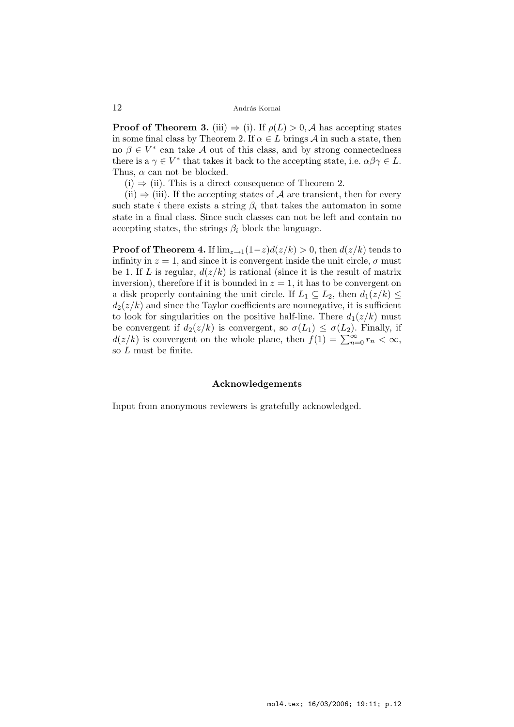**Proof of Theorem 3.** (iii) $\Rightarrow$ (i). If $\rho(L) > 0, \mathcal{A}$ has accepting states in some final class by Theorem 2. If $\alpha \in L$ brings $\mathcal{A}$ in such a state, then no $\beta \in V^*$ can take $\mathcal{A}$ out of this class, and by strong connectedness there is a $\gamma \in V^*$ that takes it back to the accepting state, i.e. $\alpha\beta\gamma \in L$. Thus, $\alpha$ can not be blocked.

(i) $\Rightarrow$ (ii). This is a direct consequence of Theorem 2.

(ii) $\Rightarrow$ (iii). If the accepting states of $\mathcal{A}$ are transient, then for every such state $i$ there exists a string $\beta_i$ that takes the automaton in some state in a final class. Since such classes can not be left and contain no accepting states, the strings $\beta_i$ block the language.

**Proof of Theorem 4.** If $\lim_{z\to 1}(1-z)d(z/k) > 0$, then $d(z/k)$ tends to infinity in $z = 1$, and since it is convergent inside the unit circle, $\sigma$ must be 1. If $L$ is regular, $d(z/k)$ is rational (since it is the result of matrix inversion), therefore if it is bounded in $z = 1$, it has to be convergent on a disk properly containing the unit circle. If $L_1 \subseteq L_2$, then $d_1(z/k) \leq d_2(z/k)$ and since the Taylor coefficients are nonnegative, it is sufficient to look for singularities on the positive half-line. There $d_1(z/k)$ must be convergent if $d_2(z/k)$ is convergent, so $\sigma(L_1) \leq \sigma(L_2)$. Finally, if $d(z/k)$ is convergent on the whole plane, then $f(1) = \sum_{n=0}^{\infty} r_n < \infty$, so $L$ must be finite.

## Acknowledgements

Input from anonymous reviewers is gratefully acknowledged.